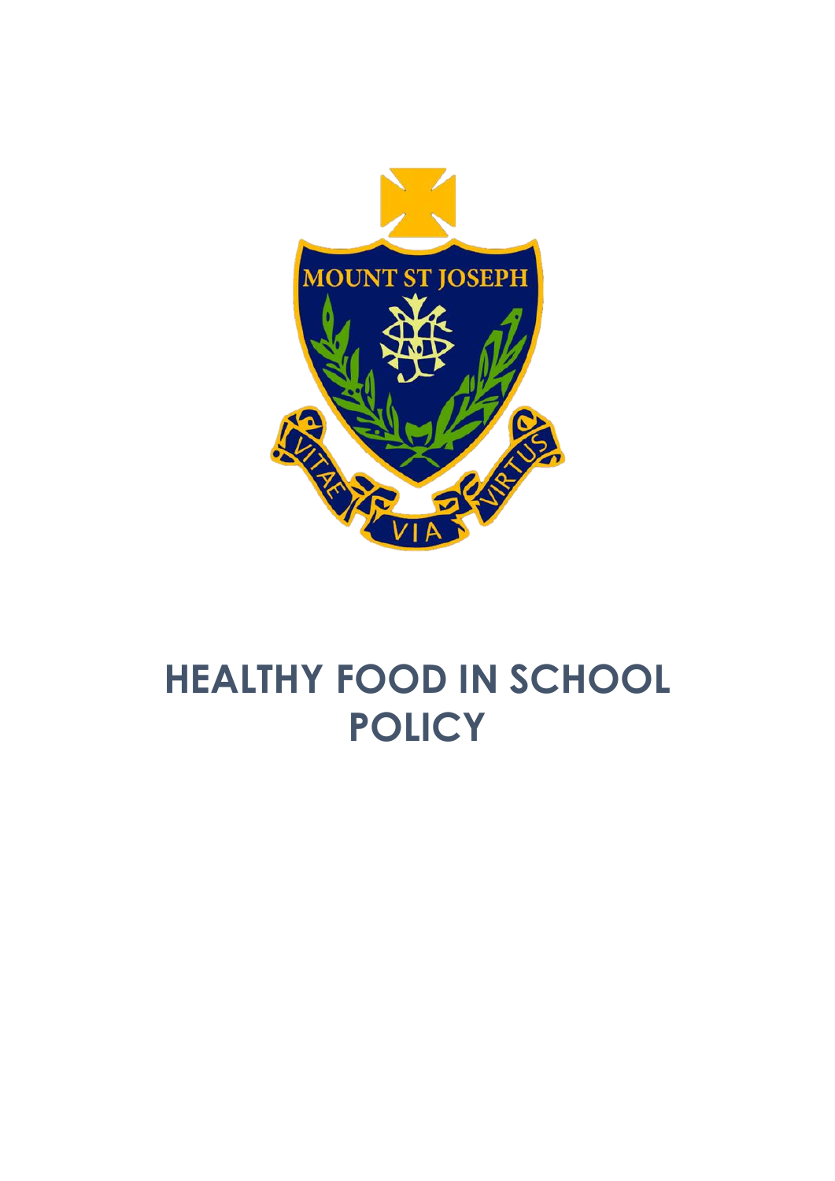# HEALTHY FOOD IN SCHOOL POLICY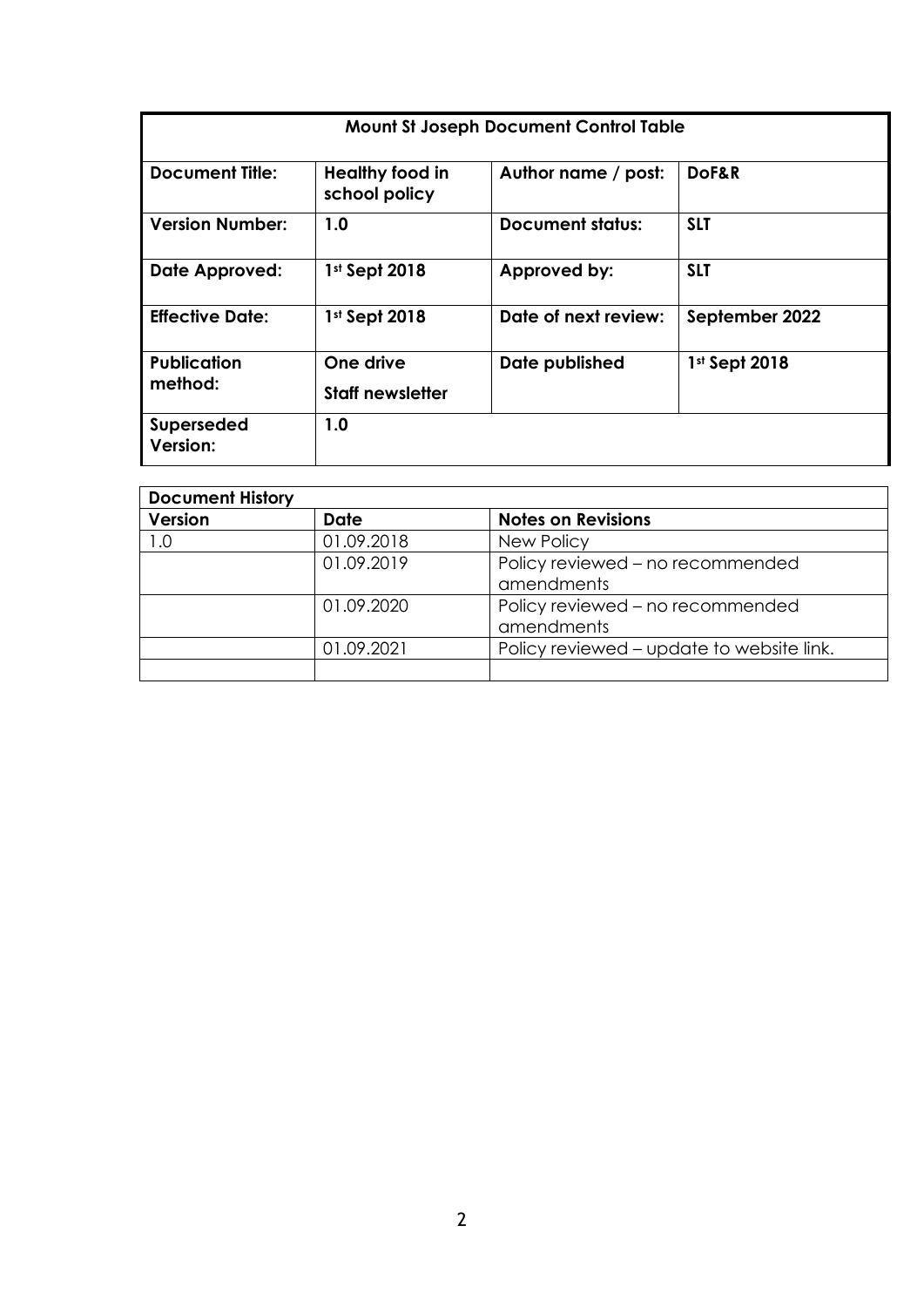| **Mount St Joseph Document Control Table** | | | |
|---|---|---|---|
| **Document Title:** | **Healthy food in school policy** | **Author name / post:** | **DoF&R** |
| **Version Number:** | **1.0** | **Document status:** | **SLT** |
| **Date Approved:** | **1st Sept 2018** | **Approved by:** | **SLT** |
| **Effective Date:** | **1st Sept 2018** | **Date of next review:** | **September 2022** |
| **Publication method:** | **One drive**<br>**Staff newsletter** | **Date published** | **1st Sept 2018** |
| **Superseded Version:** | **1.0** | | |

| **Document History** | | |
|---|---|---|
| **Version** | **Date** | **Notes on Revisions** |
| 1.0 | 01.09.2018 | New Policy |
| | 01.09.2019 | Policy reviewed – no recommended amendments |
| | 01.09.2020 | Policy reviewed – no recommended amendments |
| | 01.09.2021 | Policy reviewed – update to website link. |
| | | |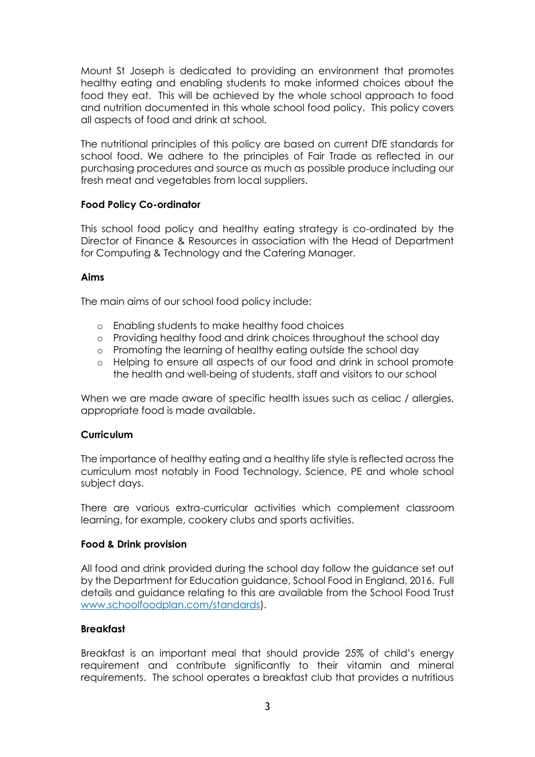Mount St Joseph is dedicated to providing an environment that promotes healthy eating and enabling students to make informed choices about the food they eat. This will be achieved by the whole school approach to food and nutrition documented in this whole school food policy. This policy covers all aspects of food and drink at school.

The nutritional principles of this policy are based on current DfE standards for school food. We adhere to the principles of Fair Trade as reflected in our purchasing procedures and source as much as possible produce including our fresh meat and vegetables from local suppliers.

**Food Policy Co-ordinator**

This school food policy and healthy eating strategy is co-ordinated by the Director of Finance & Resources in association with the Head of Department for Computing & Technology and the Catering Manager.

**Aims**

The main aims of our school food policy include:

- Enabling students to make healthy food choices
- Providing healthy food and drink choices throughout the school day
- Promoting the learning of healthy eating outside the school day
- Helping to ensure all aspects of our food and drink in school promote the health and well-being of students, staff and visitors to our school

When we are made aware of specific health issues such as celiac / allergies, appropriate food is made available.

**Curriculum**

The importance of healthy eating and a healthy life style is reflected across the curriculum most notably in Food Technology, Science, PE and whole school subject days.

There are various extra-curricular activities which complement classroom learning, for example, cookery clubs and sports activities.

**Food & Drink provision**

All food and drink provided during the school day follow the guidance set out by the Department for Education guidance, School Food in England, 2016. Full details and guidance relating to this are available from the School Food Trust [www.schoolfoodplan.com/standards](www.schoolfoodplan.com/standards)).

**Breakfast**

Breakfast is an important meal that should provide 25% of child's energy requirement and contribute significantly to their vitamin and mineral requirements. The school operates a breakfast club that provides a nutritious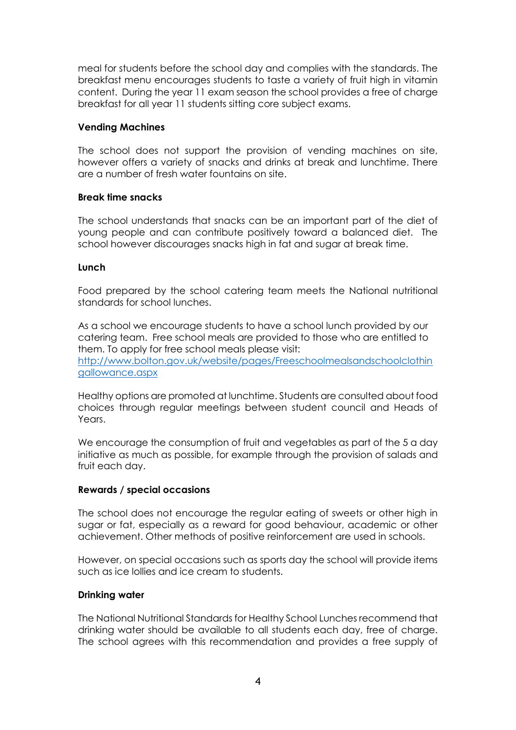meal for students before the school day and complies with the standards. The breakfast menu encourages students to taste a variety of fruit high in vitamin content. During the year 11 exam season the school provides a free of charge breakfast for all year 11 students sitting core subject exams.

**Vending Machines**

The school does not support the provision of vending machines on site, however offers a variety of snacks and drinks at break and lunchtime. There are a number of fresh water fountains on site.

**Break time snacks**

The school understands that snacks can be an important part of the diet of young people and can contribute positively toward a balanced diet. The school however discourages snacks high in fat and sugar at break time.

**Lunch**

Food prepared by the school catering team meets the National nutritional standards for school lunches.

As a school we encourage students to have a school lunch provided by our catering team. Free school meals are provided to those who are entitled to them. To apply for free school meals please visit: [http://www.bolton.gov.uk/website/pages/Freeschoolmealsandschoolclothingallowance.aspx](http://www.bolton.gov.uk/website/pages/Freeschoolmealsandschoolclothingallowance.aspx)

Healthy options are promoted at lunchtime. Students are consulted about food choices through regular meetings between student council and Heads of Years.

We encourage the consumption of fruit and vegetables as part of the 5 a day initiative as much as possible, for example through the provision of salads and fruit each day.

**Rewards / special occasions**

The school does not encourage the regular eating of sweets or other high in sugar or fat, especially as a reward for good behaviour, academic or other achievement. Other methods of positive reinforcement are used in schools.

However, on special occasions such as sports day the school will provide items such as ice lollies and ice cream to students.

**Drinking water**

The National Nutritional Standards for Healthy School Lunches recommend that drinking water should be available to all students each day, free of charge. The school agrees with this recommendation and provides a free supply of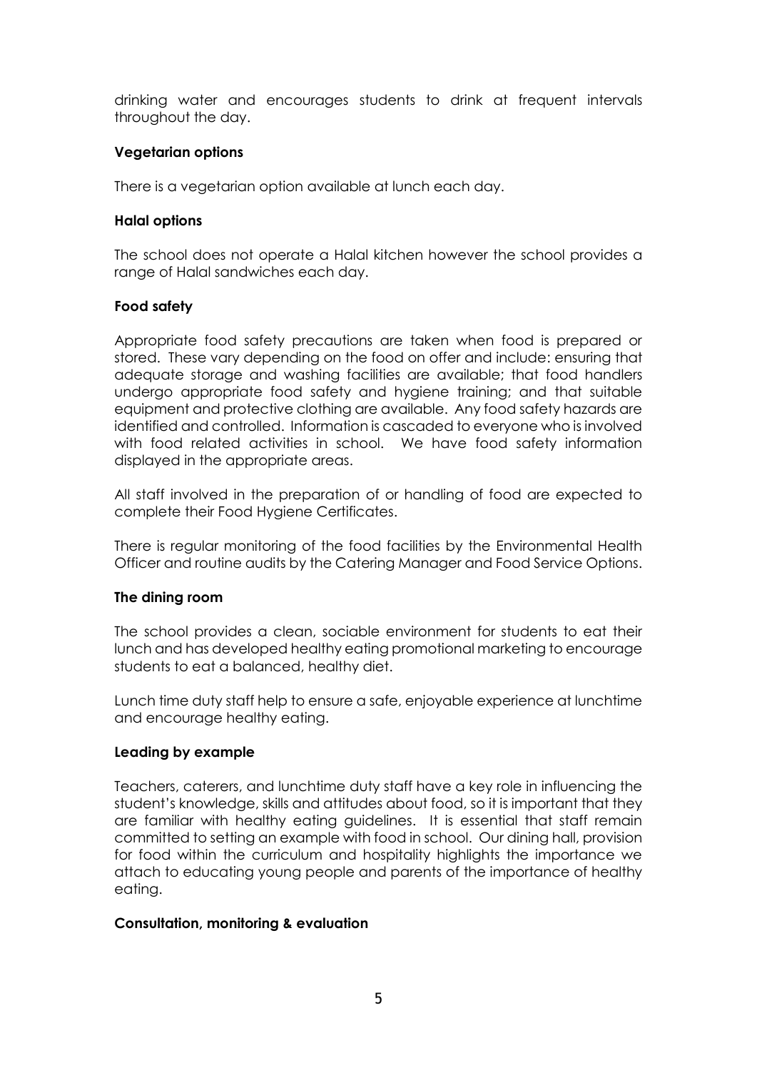drinking water and encourages students to drink at frequent intervals throughout the day.

**Vegetarian options**

There is a vegetarian option available at lunch each day.

**Halal options**

The school does not operate a Halal kitchen however the school provides a range of Halal sandwiches each day.

**Food safety**

Appropriate food safety precautions are taken when food is prepared or stored. These vary depending on the food on offer and include: ensuring that adequate storage and washing facilities are available; that food handlers undergo appropriate food safety and hygiene training; and that suitable equipment and protective clothing are available. Any food safety hazards are identified and controlled. Information is cascaded to everyone who is involved with food related activities in school. We have food safety information displayed in the appropriate areas.

All staff involved in the preparation of or handling of food are expected to complete their Food Hygiene Certificates.

There is regular monitoring of the food facilities by the Environmental Health Officer and routine audits by the Catering Manager and Food Service Options.

**The dining room**

The school provides a clean, sociable environment for students to eat their lunch and has developed healthy eating promotional marketing to encourage students to eat a balanced, healthy diet.

Lunch time duty staff help to ensure a safe, enjoyable experience at lunchtime and encourage healthy eating.

**Leading by example**

Teachers, caterers, and lunchtime duty staff have a key role in influencing the student's knowledge, skills and attitudes about food, so it is important that they are familiar with healthy eating guidelines. It is essential that staff remain committed to setting an example with food in school. Our dining hall, provision for food within the curriculum and hospitality highlights the importance we attach to educating young people and parents of the importance of healthy eating.

**Consultation, monitoring & evaluation**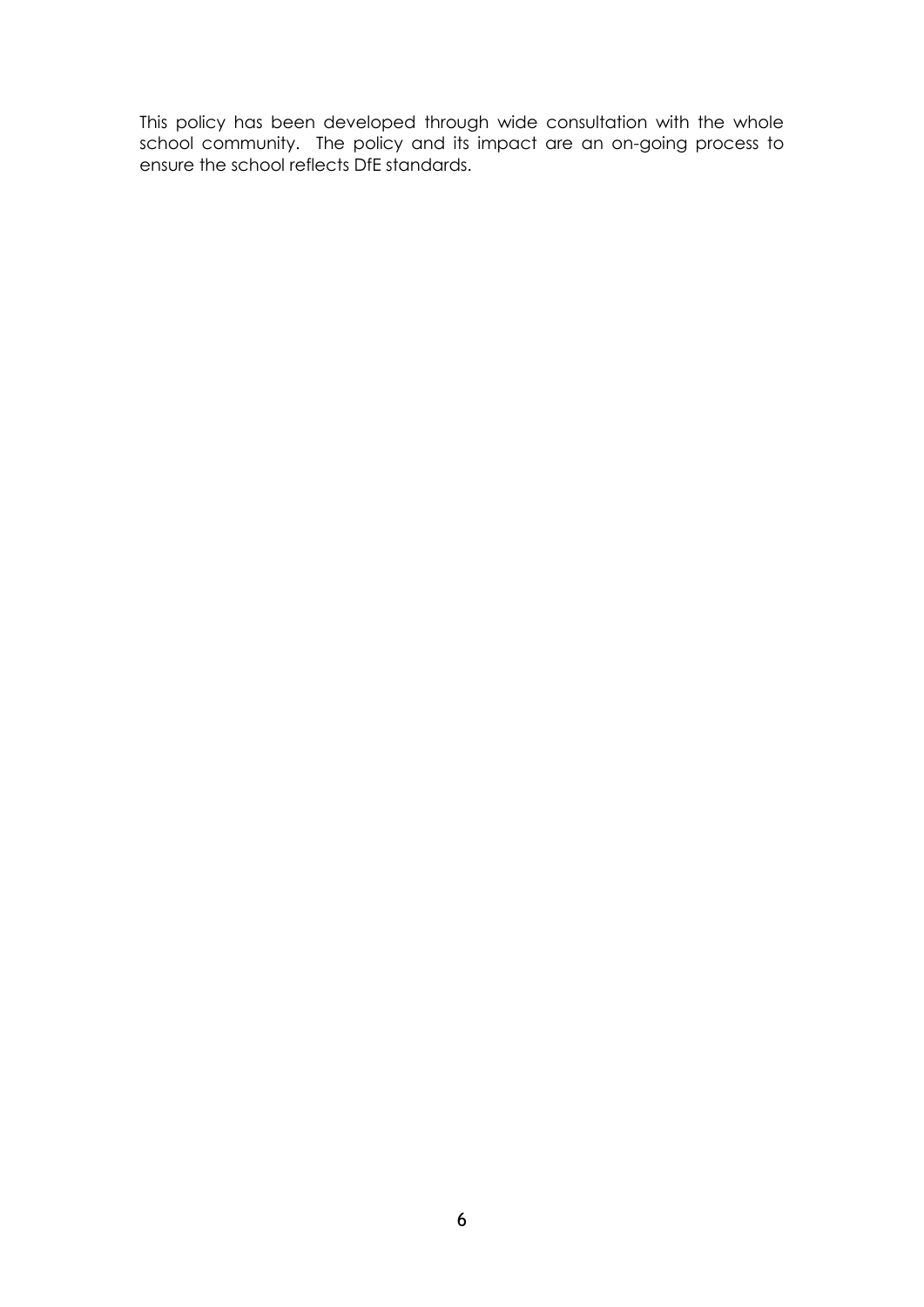This policy has been developed through wide consultation with the whole school community. The policy and its impact are an on-going process to ensure the school reflects DfE standards.